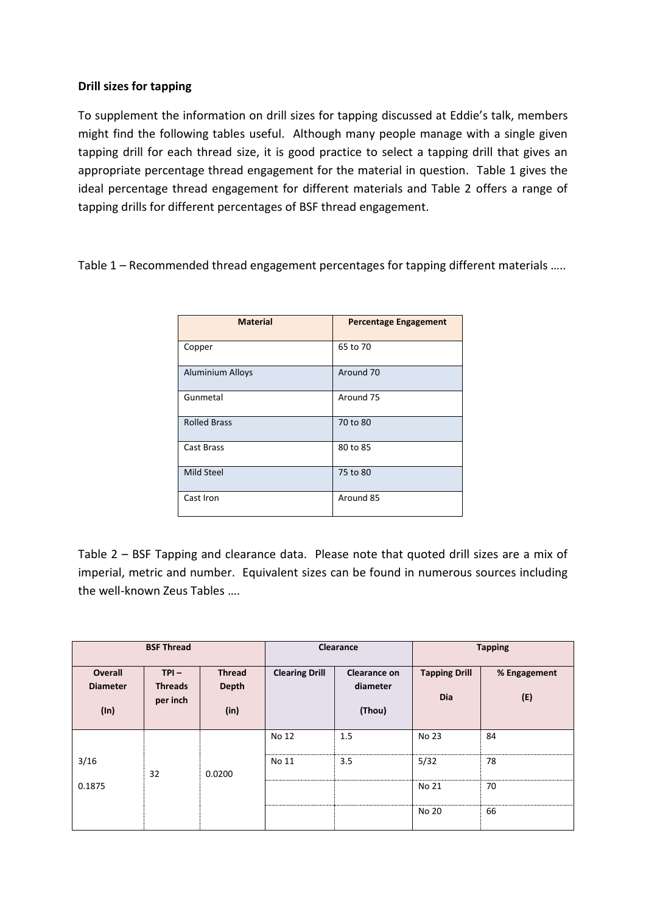**Drill sizes for tapping**

To supplement the information on drill sizes for tapping discussed at Eddie's talk, members might find the following tables useful. Although many people manage with a single given tapping drill for each thread size, it is good practice to select a tapping drill that gives an appropriate percentage thread engagement for the material in question. Table 1 gives the ideal percentage thread engagement for different materials and Table 2 offers a range of tapping drills for different percentages of BSF thread engagement.

Table 1 – Recommended thread engagement percentages for tapping different materials .....

| Material | Percentage Engagement |
|---|---|
| Copper | 65 to 70 |
| Aluminium Alloys | Around 70 |
| Gunmetal | Around 75 |
| Rolled Brass | 70 to 80 |
| Cast Brass | 80 to 85 |
| Mild Steel | 75 to 80 |
| Cast Iron | Around 85 |

Table 2 – BSF Tapping and clearance data. Please note that quoted drill sizes are a mix of imperial, metric and number. Equivalent sizes can be found in numerous sources including the well-known Zeus Tables ....

| BSF Thread | | | Clearance | | Tapping | |
|---|---|---|---|---|---|---|
| Overall Diameter (In) | TPI – Threads per inch | Thread Depth (in) | Clearing Drill | Clearance on diameter (Thou) | Tapping Drill Dia | % Engagement (E) |
| 3/16 0.1875 | 32 | 0.0200 | No 12 | 1.5 | No 23 | 84 |
| | | | No 11 | 3.5 | 5/32 | 78 |
| | | | | | No 21 | 70 |
| | | | | | No 20 | 66 |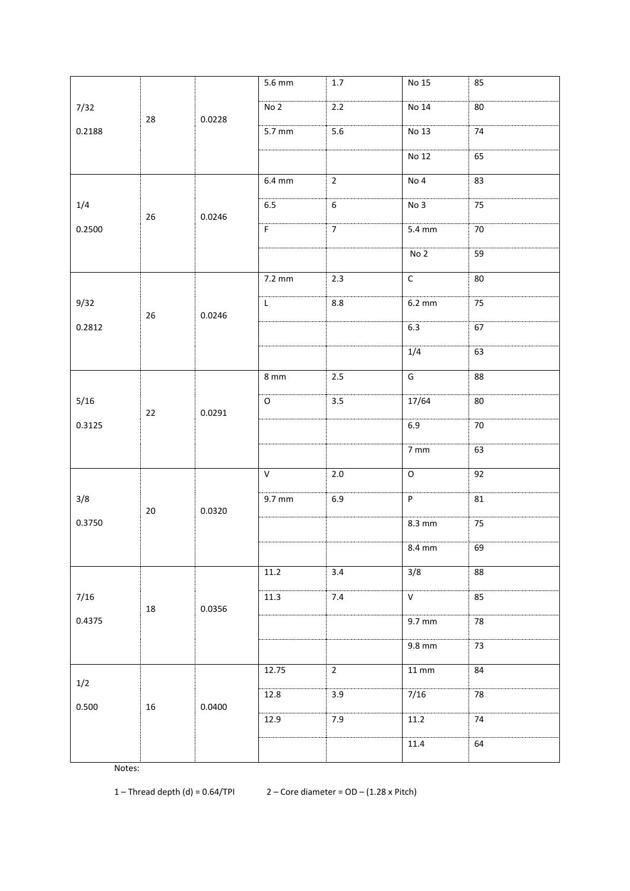| | | | | | | |
|---|---|---|---|---|---|---|
| 7/32 0.2188 | 28 | 0.0228 | 5.6 mm | 1.7 | No 15 | 85 |
| | | | No 2 | 2.2 | No 14 | 80 |
| | | | 5.7 mm | 5.6 | No 13 | 74 |
| | | | | | No 12 | 65 |
| 1/4 0.2500 | 26 | 0.0246 | 6.4 mm | 2 | No 4 | 83 |
| | | | 6.5 | 6 | No 3 | 75 |
| | | | F | 7 | 5.4 mm | 70 |
| | | | | | No 2 | 59 |
| 9/32 0.2812 | 26 | 0.0246 | 7.2 mm | 2.3 | C | 80 |
| | | | L | 8.8 | 6.2 mm | 75 |
| | | | | | 6.3 | 67 |
| | | | | | 1/4 | 63 |
| 5/16 0.3125 | 22 | 0.0291 | 8 mm | 2.5 | G | 88 |
| | | | O | 3.5 | 17/64 | 80 |
| | | | | | 6.9 | 70 |
| | | | | | 7 mm | 63 |
| 3/8 0.3750 | 20 | 0.0320 | V | 2.0 | O | 92 |
| | | | 9.7 mm | 6.9 | P | 81 |
| | | | | | 8.3 mm | 75 |
| | | | | | 8.4 mm | 69 |
| 7/16 0.4375 | 18 | 0.0356 | 11.2 | 3.4 | 3/8 | 88 |
| | | | 11.3 | 7.4 | V | 85 |
| | | | | | 9.7 mm | 78 |
| | | | | | 9.8 mm | 73 |
| 1/2 0.500 | 16 | 0.0400 | 12.75 | 2 | 11 mm | 84 |
| | | | 12.8 | 3.9 | 7/16 | 78 |
| | | | 12.9 | 7.9 | 11.2 | 74 |
| | | | | | 11.4 | 64 |

Notes:

1 – Thread depth (d) = 0.64/TPI 2 – Core diameter = OD – (1.28 x Pitch)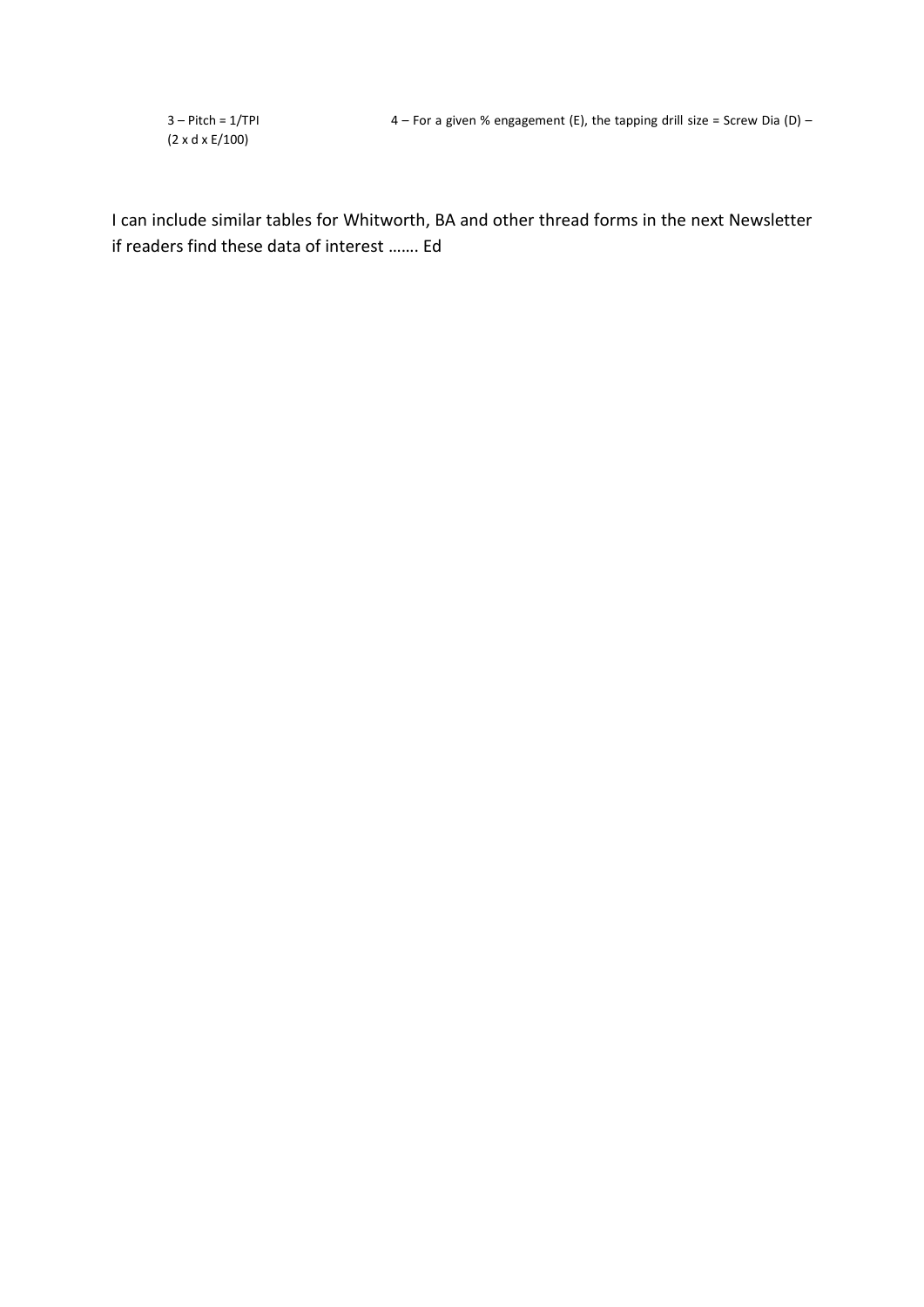3 – Pitch = 1/TPI

(2 x d x E/100)

4 – For a given % engagement (E), the tapping drill size = Screw Dia (D) –

I can include similar tables for Whitworth, BA and other thread forms in the next Newsletter if readers find these data of interest ……. Ed